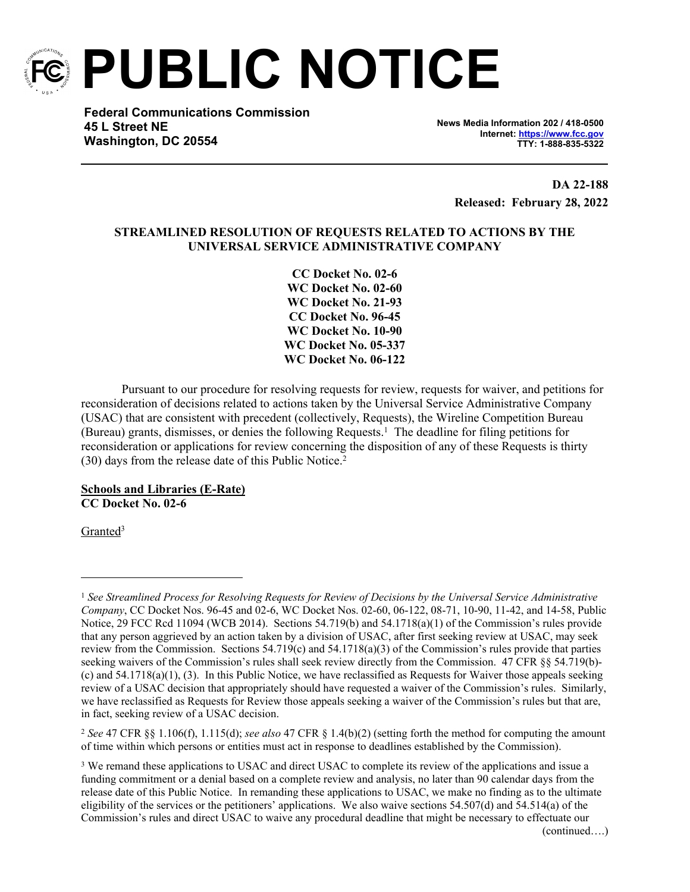# PUBLIC NOTICE

**Federal Communications Commission**
**45 L Street NE**
**Washington, DC 20554**

**News Media Information 202 / 418-0500**
**Internet: https://www.fcc.gov**
**TTY: 1-888-835-5322**

**DA 22-188**
**Released: February 28, 2022**

**STREAMLINED RESOLUTION OF REQUESTS RELATED TO ACTIONS BY THE UNIVERSAL SERVICE ADMINISTRATIVE COMPANY**

**CC Docket No. 02-6**
**WC Docket No. 02-60**
**WC Docket No. 21-93**
**CC Docket No. 96-45**
**WC Docket No. 10-90**
**WC Docket No. 05-337**
**WC Docket No. 06-122**

Pursuant to our procedure for resolving requests for review, requests for waiver, and petitions for reconsideration of decisions related to actions taken by the Universal Service Administrative Company (USAC) that are consistent with precedent (collectively, Requests), the Wireline Competition Bureau (Bureau) grants, dismisses, or denies the following Requests.[1] The deadline for filing petitions for reconsideration or applications for review concerning the disposition of any of these Requests is thirty (30) days from the release date of this Public Notice.[2]

**Schools and Libraries (E-Rate)**
**CC Docket No. 02-6**

Granted[3]

[1] *See Streamlined Process for Resolving Requests for Review of Decisions by the Universal Service Administrative Company*, CC Docket Nos. 96-45 and 02-6, WC Docket Nos. 02-60, 06-122, 08-71, 10-90, 11-42, and 14-58, Public Notice, 29 FCC Rcd 11094 (WCB 2014). Sections 54.719(b) and 54.1718(a)(1) of the Commission's rules provide that any person aggrieved by an action taken by a division of USAC, after first seeking review at USAC, may seek review from the Commission. Sections 54.719(c) and 54.1718(a)(3) of the Commission's rules provide that parties seeking waivers of the Commission's rules shall seek review directly from the Commission. 47 CFR §§ 54.719(b)-(c) and 54.1718(a)(1), (3). In this Public Notice, we have reclassified as Requests for Waiver those appeals seeking review of a USAC decision that appropriately should have requested a waiver of the Commission's rules. Similarly, we have reclassified as Requests for Review those appeals seeking a waiver of the Commission's rules but that are, in fact, seeking review of a USAC decision.

[2] *See* 47 CFR §§ 1.106(f), 1.115(d); *see also* 47 CFR § 1.4(b)(2) (setting forth the method for computing the amount of time within which persons or entities must act in response to deadlines established by the Commission).

[3] We remand these applications to USAC and direct USAC to complete its review of the applications and issue a funding commitment or a denial based on a complete review and analysis, no later than 90 calendar days from the release date of this Public Notice. In remanding these applications to USAC, we make no finding as to the ultimate eligibility of the services or the petitioners' applications. We also waive sections 54.507(d) and 54.514(a) of the Commission's rules and direct USAC to waive any procedural deadline that might be necessary to effectuate our (continued….)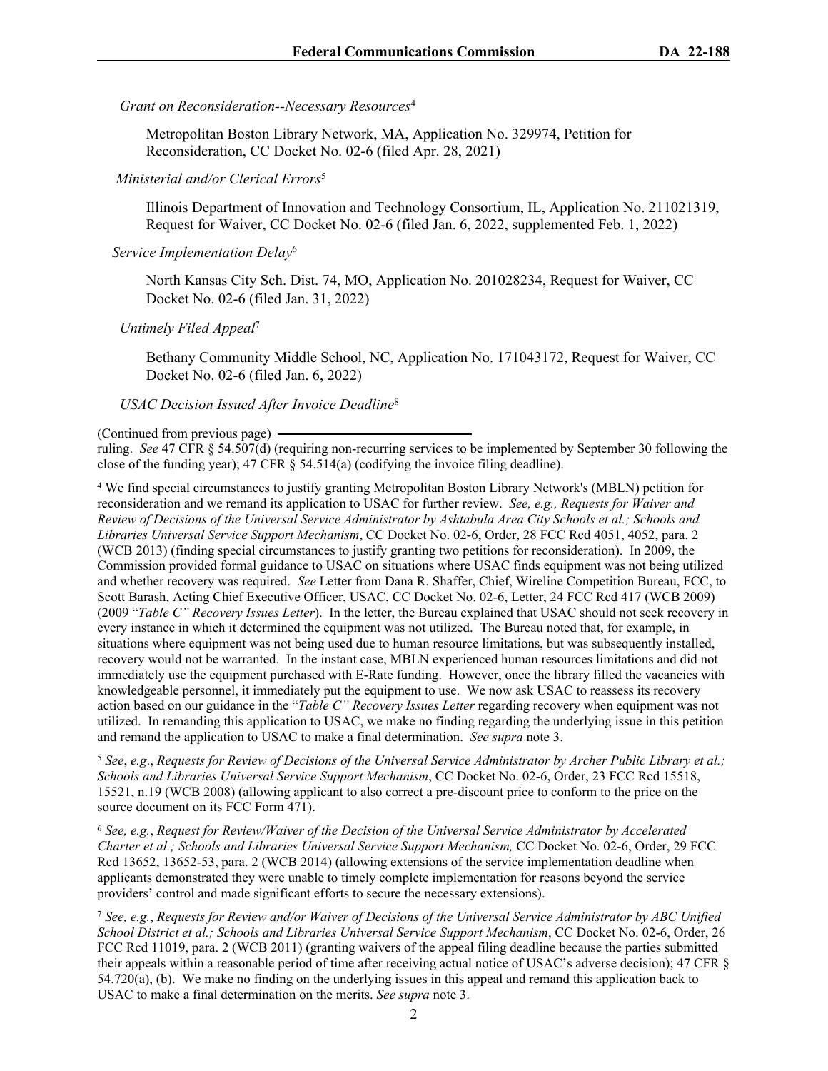*Grant on Reconsideration--Necessary Resources*[4]

Metropolitan Boston Library Network, MA, Application No. 329974, Petition for Reconsideration, CC Docket No. 02-6 (filed Apr. 28, 2021)

*Ministerial and/or Clerical Errors*[5]

Illinois Department of Innovation and Technology Consortium, IL, Application No. 211021319, Request for Waiver, CC Docket No. 02-6 (filed Jan. 6, 2022, supplemented Feb. 1, 2022)

*Service Implementation Delay*[6]

North Kansas City Sch. Dist. 74, MO, Application No. 201028234, Request for Waiver, CC Docket No. 02-6 (filed Jan. 31, 2022)

*Untimely Filed Appeal*[7]

Bethany Community Middle School, NC, Application No. 171043172, Request for Waiver, CC Docket No. 02-6 (filed Jan. 6, 2022)

*USAC Decision Issued After Invoice Deadline*[8]

---

(Continued from previous page) ruling. *See* 47 CFR § 54.507(d) (requiring non-recurring services to be implemented by September 30 following the close of the funding year); 47 CFR § 54.514(a) (codifying the invoice filing deadline).

[4] We find special circumstances to justify granting Metropolitan Boston Library Network's (MBLN) petition for reconsideration and we remand its application to USAC for further review. *See, e.g., Requests for Waiver and Review of Decisions of the Universal Service Administrator by Ashtabula Area City Schools et al.; Schools and Libraries Universal Service Support Mechanism*, CC Docket No. 02-6, Order, 28 FCC Rcd 4051, 4052, para. 2 (WCB 2013) (finding special circumstances to justify granting two petitions for reconsideration). In 2009, the Commission provided formal guidance to USAC on situations where USAC finds equipment was not being utilized and whether recovery was required. *See* Letter from Dana R. Shaffer, Chief, Wireline Competition Bureau, FCC, to Scott Barash, Acting Chief Executive Officer, USAC, CC Docket No. 02-6, Letter, 24 FCC Rcd 417 (WCB 2009) (2009 "*Table C" Recovery Issues Letter*). In the letter, the Bureau explained that USAC should not seek recovery in every instance in which it determined the equipment was not utilized. The Bureau noted that, for example, in situations where equipment was not being used due to human resource limitations, but was subsequently installed, recovery would not be warranted. In the instant case, MBLN experienced human resources limitations and did not immediately use the equipment purchased with E-Rate funding. However, once the library filled the vacancies with knowledgeable personnel, it immediately put the equipment to use. We now ask USAC to reassess its recovery action based on our guidance in the "*Table C" Recovery Issues Letter* regarding recovery when equipment was not utilized. In remanding this application to USAC, we make no finding regarding the underlying issue in this petition and remand the application to USAC to make a final determination. *See supra* note 3.

[5] *See*, *e.g*., *Requests for Review of Decisions of the Universal Service Administrator by Archer Public Library et al.; Schools and Libraries Universal Service Support Mechanism*, CC Docket No. 02-6, Order, 23 FCC Rcd 15518, 15521, n.19 (WCB 2008) (allowing applicant to also correct a pre-discount price to conform to the price on the source document on its FCC Form 471).

[6] *See, e.g.*, *Request for Review/Waiver of the Decision of the Universal Service Administrator by Accelerated Charter et al.; Schools and Libraries Universal Service Support Mechanism,* CC Docket No. 02-6, Order, 29 FCC Rcd 13652, 13652-53, para. 2 (WCB 2014) (allowing extensions of the service implementation deadline when applicants demonstrated they were unable to timely complete implementation for reasons beyond the service providers' control and made significant efforts to secure the necessary extensions).

[7] *See, e.g.*, *Requests for Review and/or Waiver of Decisions of the Universal Service Administrator by ABC Unified School District et al.; Schools and Libraries Universal Service Support Mechanism*, CC Docket No. 02-6, Order, 26 FCC Rcd 11019, para. 2 (WCB 2011) (granting waivers of the appeal filing deadline because the parties submitted their appeals within a reasonable period of time after receiving actual notice of USAC's adverse decision); 47 CFR § 54.720(a), (b). We make no finding on the underlying issues in this appeal and remand this application back to USAC to make a final determination on the merits. *See supra* note 3.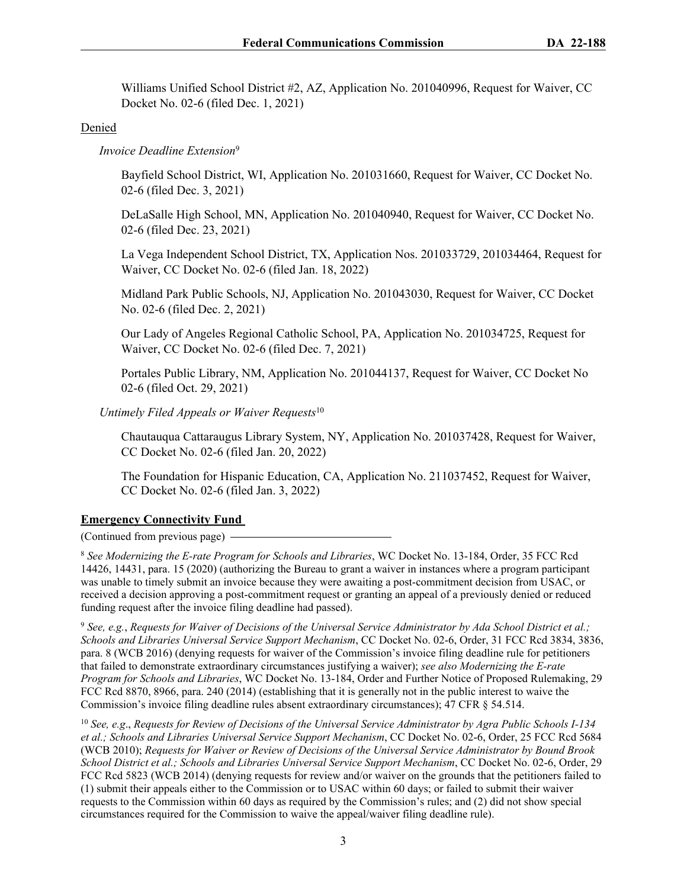Williams Unified School District #2, AZ, Application No. 201040996, Request for Waiver, CC Docket No. 02-6 (filed Dec. 1, 2021)

Denied

*Invoice Deadline Extension*[9]

Bayfield School District, WI, Application No. 201031660, Request for Waiver, CC Docket No. 02-6 (filed Dec. 3, 2021)

DeLaSalle High School, MN, Application No. 201040940, Request for Waiver, CC Docket No. 02-6 (filed Dec. 23, 2021)

La Vega Independent School District, TX, Application Nos. 201033729, 201034464, Request for Waiver, CC Docket No. 02-6 (filed Jan. 18, 2022)

Midland Park Public Schools, NJ, Application No. 201043030, Request for Waiver, CC Docket No. 02-6 (filed Dec. 2, 2021)

Our Lady of Angeles Regional Catholic School, PA, Application No. 201034725, Request for Waiver, CC Docket No. 02-6 (filed Dec. 7, 2021)

Portales Public Library, NM, Application No. 201044137, Request for Waiver, CC Docket No 02-6 (filed Oct. 29, 2021)

*Untimely Filed Appeals or Waiver Requests*[10]

Chautauqua Cattaraugus Library System, NY, Application No. 201037428, Request for Waiver, CC Docket No. 02-6 (filed Jan. 20, 2022)

The Foundation for Hispanic Education, CA, Application No. 211037452, Request for Waiver, CC Docket No. 02-6 (filed Jan. 3, 2022)

**Emergency Connectivity Fund**

(Continued from previous page)

[8] *See Modernizing the E-rate Program for Schools and Libraries*, WC Docket No. 13-184, Order, 35 FCC Rcd 14426, 14431, para. 15 (2020) (authorizing the Bureau to grant a waiver in instances where a program participant was unable to timely submit an invoice because they were awaiting a post-commitment decision from USAC, or received a decision approving a post-commitment request or granting an appeal of a previously denied or reduced funding request after the invoice filing deadline had passed).

[9] *See, e.g.*, *Requests for Waiver of Decisions of the Universal Service Administrator by Ada School District et al.; Schools and Libraries Universal Service Support Mechanism*, CC Docket No. 02-6, Order, 31 FCC Rcd 3834, 3836, para. 8 (WCB 2016) (denying requests for waiver of the Commission's invoice filing deadline rule for petitioners that failed to demonstrate extraordinary circumstances justifying a waiver); *see also Modernizing the E-rate Program for Schools and Libraries*, WC Docket No. 13-184, Order and Further Notice of Proposed Rulemaking, 29 FCC Rcd 8870, 8966, para. 240 (2014) (establishing that it is generally not in the public interest to waive the Commission's invoice filing deadline rules absent extraordinary circumstances); 47 CFR § 54.514.

[10] *See, e.g.*, *Requests for Review of Decisions of the Universal Service Administrator by Agra Public Schools I-134 et al.; Schools and Libraries Universal Service Support Mechanism*, CC Docket No. 02-6, Order, 25 FCC Rcd 5684 (WCB 2010); *Requests for Waiver or Review of Decisions of the Universal Service Administrator by Bound Brook School District et al.; Schools and Libraries Universal Service Support Mechanism*, CC Docket No. 02-6, Order, 29 FCC Rcd 5823 (WCB 2014) (denying requests for review and/or waiver on the grounds that the petitioners failed to (1) submit their appeals either to the Commission or to USAC within 60 days; or failed to submit their waiver requests to the Commission within 60 days as required by the Commission's rules; and (2) did not show special circumstances required for the Commission to waive the appeal/waiver filing deadline rule).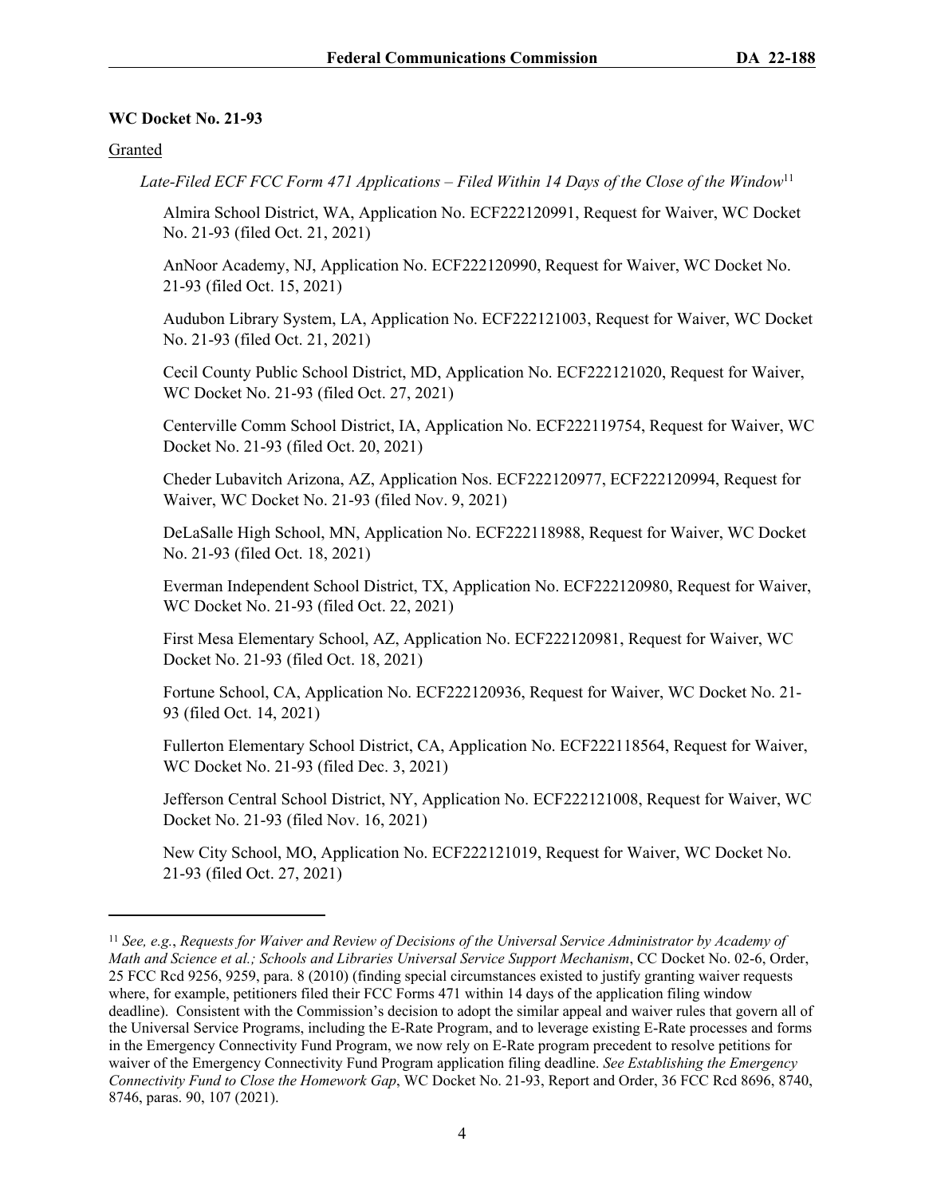**WC Docket No. 21-93**

Granted

*Late-Filed ECF FCC Form 471 Applications – Filed Within 14 Days of the Close of the Window*[11]

Almira School District, WA, Application No. ECF222120991, Request for Waiver, WC Docket No. 21-93 (filed Oct. 21, 2021)

AnNoor Academy, NJ, Application No. ECF222120990, Request for Waiver, WC Docket No. 21-93 (filed Oct. 15, 2021)

Audubon Library System, LA, Application No. ECF222121003, Request for Waiver, WC Docket No. 21-93 (filed Oct. 21, 2021)

Cecil County Public School District, MD, Application No. ECF222121020, Request for Waiver, WC Docket No. 21-93 (filed Oct. 27, 2021)

Centerville Comm School District, IA, Application No. ECF222119754, Request for Waiver, WC Docket No. 21-93 (filed Oct. 20, 2021)

Cheder Lubavitch Arizona, AZ, Application Nos. ECF222120977, ECF222120994, Request for Waiver, WC Docket No. 21-93 (filed Nov. 9, 2021)

DeLaSalle High School, MN, Application No. ECF222118988, Request for Waiver, WC Docket No. 21-93 (filed Oct. 18, 2021)

Everman Independent School District, TX, Application No. ECF222120980, Request for Waiver, WC Docket No. 21-93 (filed Oct. 22, 2021)

First Mesa Elementary School, AZ, Application No. ECF222120981, Request for Waiver, WC Docket No. 21-93 (filed Oct. 18, 2021)

Fortune School, CA, Application No. ECF222120936, Request for Waiver, WC Docket No. 21-93 (filed Oct. 14, 2021)

Fullerton Elementary School District, CA, Application No. ECF222118564, Request for Waiver, WC Docket No. 21-93 (filed Dec. 3, 2021)

Jefferson Central School District, NY, Application No. ECF222121008, Request for Waiver, WC Docket No. 21-93 (filed Nov. 16, 2021)

New City School, MO, Application No. ECF222121019, Request for Waiver, WC Docket No. 21-93 (filed Oct. 27, 2021)

---

[11] *See, e.g.*, *Requests for Waiver and Review of Decisions of the Universal Service Administrator by Academy of Math and Science et al.; Schools and Libraries Universal Service Support Mechanism*, CC Docket No. 02-6, Order, 25 FCC Rcd 9256, 9259, para. 8 (2010) (finding special circumstances existed to justify granting waiver requests where, for example, petitioners filed their FCC Forms 471 within 14 days of the application filing window deadline). Consistent with the Commission's decision to adopt the similar appeal and waiver rules that govern all of the Universal Service Programs, including the E-Rate Program, and to leverage existing E-Rate processes and forms in the Emergency Connectivity Fund Program, we now rely on E-Rate program precedent to resolve petitions for waiver of the Emergency Connectivity Fund Program application filing deadline. *See Establishing the Emergency Connectivity Fund to Close the Homework Gap*, WC Docket No. 21-93, Report and Order, 36 FCC Rcd 8696, 8740, 8746, paras. 90, 107 (2021).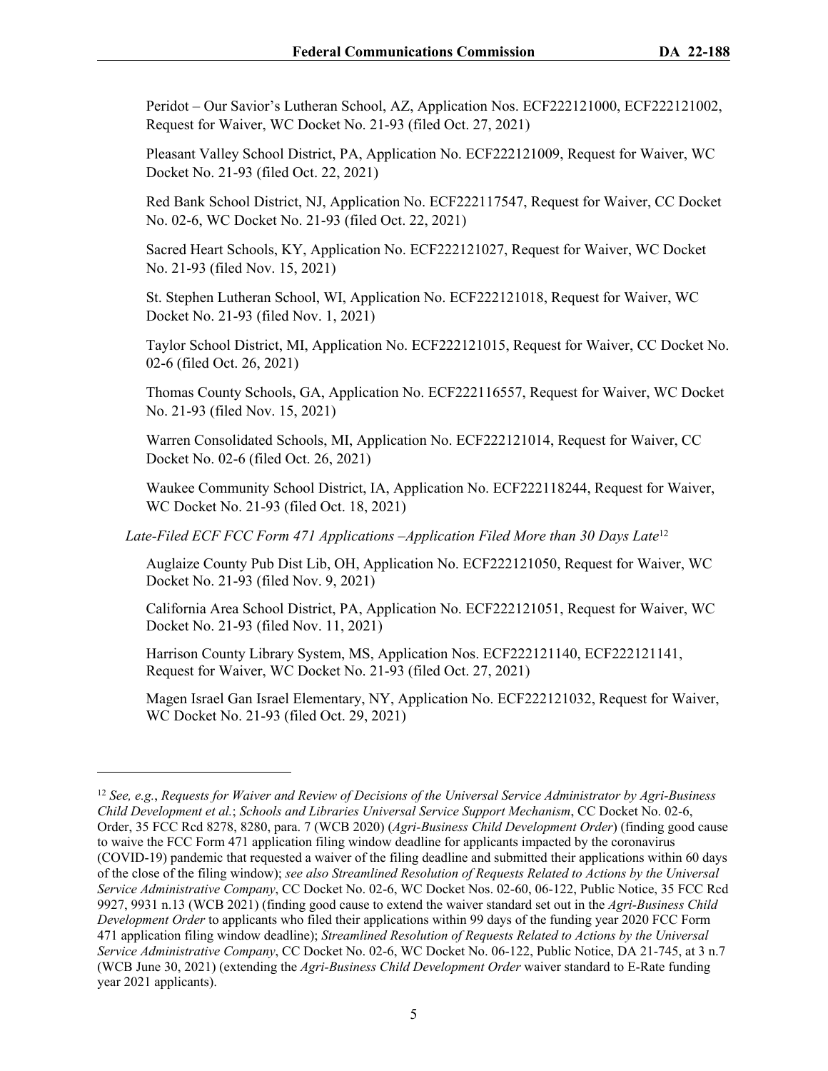Peridot – Our Savior's Lutheran School, AZ, Application Nos. ECF222121000, ECF222121002, Request for Waiver, WC Docket No. 21-93 (filed Oct. 27, 2021)

Pleasant Valley School District, PA, Application No. ECF222121009, Request for Waiver, WC Docket No. 21-93 (filed Oct. 22, 2021)

Red Bank School District, NJ, Application No. ECF222117547, Request for Waiver, CC Docket No. 02-6, WC Docket No. 21-93 (filed Oct. 22, 2021)

Sacred Heart Schools, KY, Application No. ECF222121027, Request for Waiver, WC Docket No. 21-93 (filed Nov. 15, 2021)

St. Stephen Lutheran School, WI, Application No. ECF222121018, Request for Waiver, WC Docket No. 21-93 (filed Nov. 1, 2021)

Taylor School District, MI, Application No. ECF222121015, Request for Waiver, CC Docket No. 02-6 (filed Oct. 26, 2021)

Thomas County Schools, GA, Application No. ECF222116557, Request for Waiver, WC Docket No. 21-93 (filed Nov. 15, 2021)

Warren Consolidated Schools, MI, Application No. ECF222121014, Request for Waiver, CC Docket No. 02-6 (filed Oct. 26, 2021)

Waukee Community School District, IA, Application No. ECF222118244, Request for Waiver, WC Docket No. 21-93 (filed Oct. 18, 2021)

*Late-Filed ECF FCC Form 471 Applications –Application Filed More than 30 Days Late*[12]

Auglaize County Pub Dist Lib, OH, Application No. ECF222121050, Request for Waiver, WC Docket No. 21-93 (filed Nov. 9, 2021)

California Area School District, PA, Application No. ECF222121051, Request for Waiver, WC Docket No. 21-93 (filed Nov. 11, 2021)

Harrison County Library System, MS, Application Nos. ECF222121140, ECF222121141, Request for Waiver, WC Docket No. 21-93 (filed Oct. 27, 2021)

Magen Israel Gan Israel Elementary, NY, Application No. ECF222121032, Request for Waiver, WC Docket No. 21-93 (filed Oct. 29, 2021)

---

[12] *See, e.g.*, *Requests for Waiver and Review of Decisions of the Universal Service Administrator by Agri-Business Child Development et al.*; *Schools and Libraries Universal Service Support Mechanism*, CC Docket No. 02-6, Order, 35 FCC Rcd 8278, 8280, para. 7 (WCB 2020) (*Agri-Business Child Development Order*) (finding good cause to waive the FCC Form 471 application filing window deadline for applicants impacted by the coronavirus (COVID-19) pandemic that requested a waiver of the filing deadline and submitted their applications within 60 days of the close of the filing window); *see also Streamlined Resolution of Requests Related to Actions by the Universal Service Administrative Company*, CC Docket No. 02-6, WC Docket Nos. 02-60, 06-122, Public Notice, 35 FCC Rcd 9927, 9931 n.13 (WCB 2021) (finding good cause to extend the waiver standard set out in the *Agri-Business Child Development Order* to applicants who filed their applications within 99 days of the funding year 2020 FCC Form 471 application filing window deadline); *Streamlined Resolution of Requests Related to Actions by the Universal Service Administrative Company*, CC Docket No. 02-6, WC Docket No. 06-122, Public Notice, DA 21-745, at 3 n.7 (WCB June 30, 2021) (extending the *Agri-Business Child Development Order* waiver standard to E-Rate funding year 2021 applicants).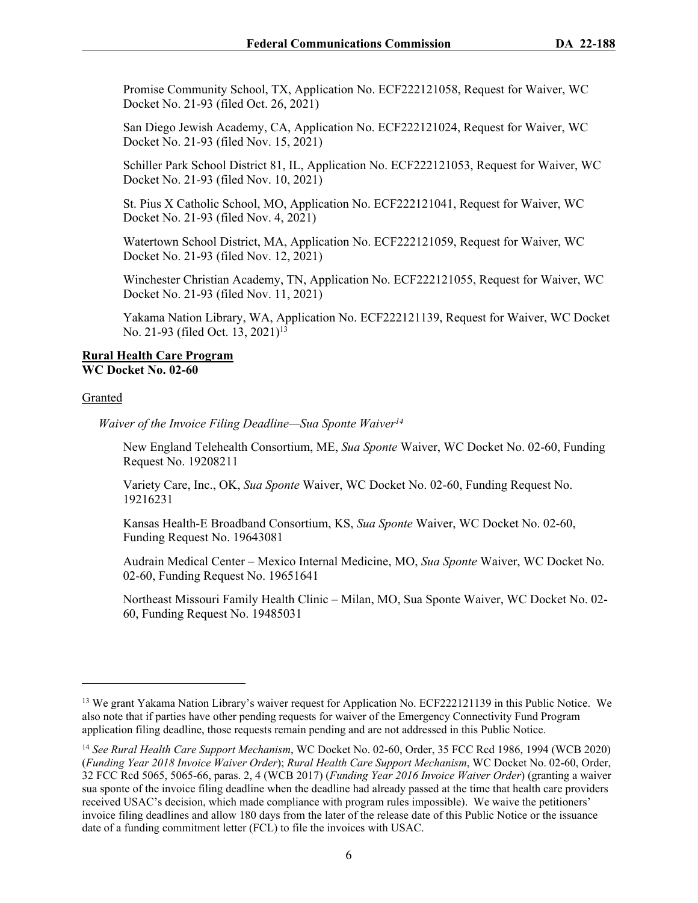Promise Community School, TX, Application No. ECF222121058, Request for Waiver, WC Docket No. 21-93 (filed Oct. 26, 2021)

San Diego Jewish Academy, CA, Application No. ECF222121024, Request for Waiver, WC Docket No. 21-93 (filed Nov. 15, 2021)

Schiller Park School District 81, IL, Application No. ECF222121053, Request for Waiver, WC Docket No. 21-93 (filed Nov. 10, 2021)

St. Pius X Catholic School, MO, Application No. ECF222121041, Request for Waiver, WC Docket No. 21-93 (filed Nov. 4, 2021)

Watertown School District, MA, Application No. ECF222121059, Request for Waiver, WC Docket No. 21-93 (filed Nov. 12, 2021)

Winchester Christian Academy, TN, Application No. ECF222121055, Request for Waiver, WC Docket No. 21-93 (filed Nov. 11, 2021)

Yakama Nation Library, WA, Application No. ECF222121139, Request for Waiver, WC Docket No. 21-93 (filed Oct. 13, 2021)[13]

**Rural Health Care Program**
**WC Docket No. 02-60**

Granted

*Waiver of the Invoice Filing Deadline—Sua Sponte Waiver*[14]

New England Telehealth Consortium, ME, *Sua Sponte* Waiver, WC Docket No. 02-60, Funding Request No. 19208211

Variety Care, Inc., OK, *Sua Sponte* Waiver, WC Docket No. 02-60, Funding Request No. 19216231

Kansas Health-E Broadband Consortium, KS, *Sua Sponte* Waiver, WC Docket No. 02-60, Funding Request No. 19643081

Audrain Medical Center – Mexico Internal Medicine, MO, *Sua Sponte* Waiver, WC Docket No. 02-60, Funding Request No. 19651641

Northeast Missouri Family Health Clinic – Milan, MO, Sua Sponte Waiver, WC Docket No. 02-60, Funding Request No. 19485031

---

[13] We grant Yakama Nation Library's waiver request for Application No. ECF222121139 in this Public Notice. We also note that if parties have other pending requests for waiver of the Emergency Connectivity Fund Program application filing deadline, those requests remain pending and are not addressed in this Public Notice.

[14] *See Rural Health Care Support Mechanism*, WC Docket No. 02-60, Order, 35 FCC Rcd 1986, 1994 (WCB 2020) (*Funding Year 2018 Invoice Waiver Order*); *Rural Health Care Support Mechanism*, WC Docket No. 02-60, Order, 32 FCC Rcd 5065, 5065-66, paras. 2, 4 (WCB 2017) (*Funding Year 2016 Invoice Waiver Order*) (granting a waiver sua sponte of the invoice filing deadline when the deadline had already passed at the time that health care providers received USAC's decision, which made compliance with program rules impossible). We waive the petitioners' invoice filing deadlines and allow 180 days from the later of the release date of this Public Notice or the issuance date of a funding commitment letter (FCL) to file the invoices with USAC.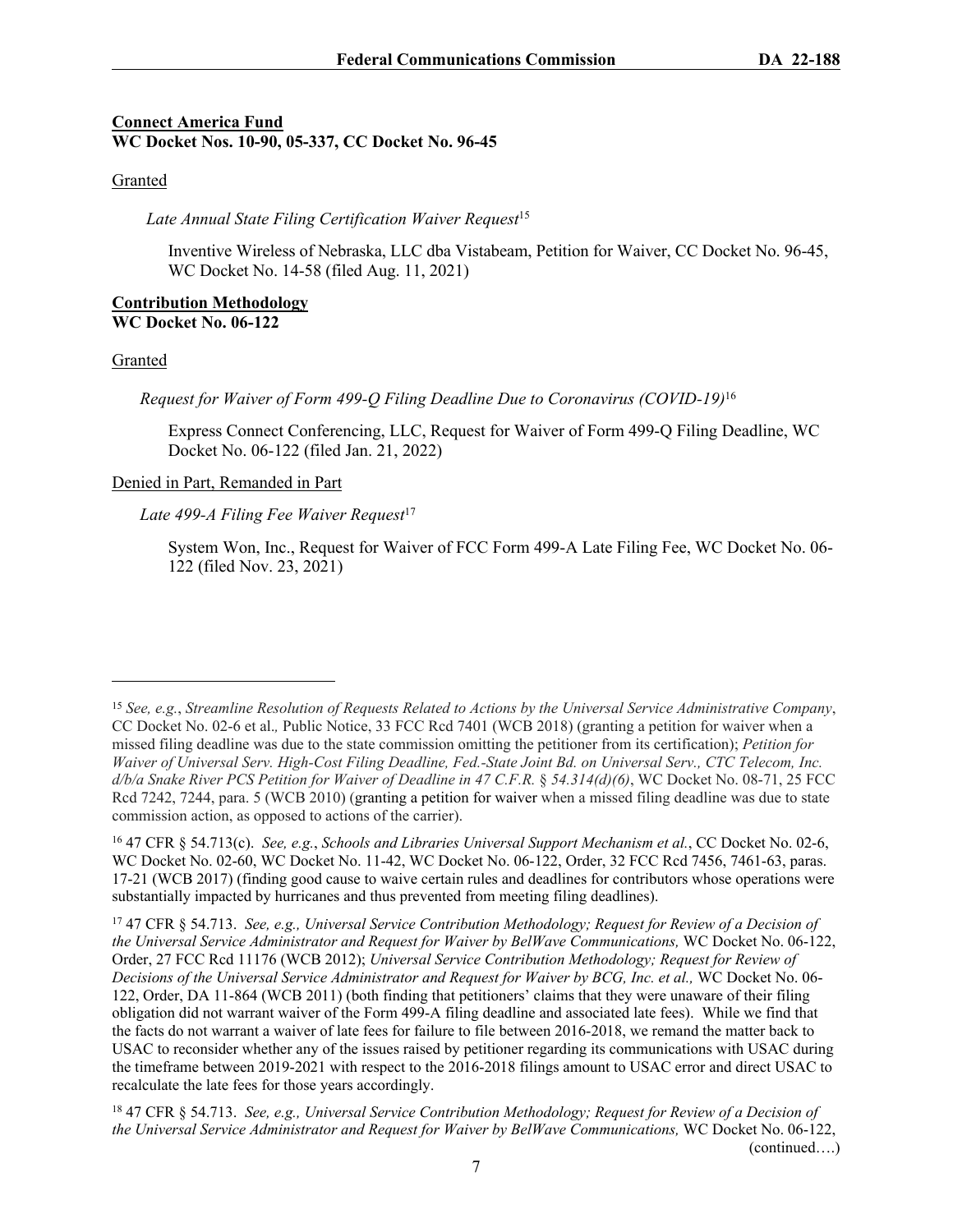**Connect America Fund**
**WC Docket Nos. 10-90, 05-337, CC Docket No. 96-45**

Granted

*Late Annual State Filing Certification Waiver Request*[15]

Inventive Wireless of Nebraska, LLC dba Vistabeam, Petition for Waiver, CC Docket No. 96-45, WC Docket No. 14-58 (filed Aug. 11, 2021)

**Contribution Methodology**
**WC Docket No. 06-122**

Granted

*Request for Waiver of Form 499-Q Filing Deadline Due to Coronavirus (COVID-19)*[16]

Express Connect Conferencing, LLC, Request for Waiver of Form 499-Q Filing Deadline, WC Docket No. 06-122 (filed Jan. 21, 2022)

Denied in Part, Remanded in Part

*Late 499-A Filing Fee Waiver Request*[17]

System Won, Inc., Request for Waiver of FCC Form 499-A Late Filing Fee, WC Docket No. 06-122 (filed Nov. 23, 2021)

---

[15] *See, e.g.*, *Streamline Resolution of Requests Related to Actions by the Universal Service Administrative Company*, CC Docket No. 02-6 et al.*,* Public Notice, 33 FCC Rcd 7401 (WCB 2018) (granting a petition for waiver when a missed filing deadline was due to the state commission omitting the petitioner from its certification); *Petition for Waiver of Universal Serv. High-Cost Filing Deadline, Fed.-State Joint Bd. on Universal Serv., CTC Telecom, Inc. d/b/a Snake River PCS Petition for Waiver of Deadline in 47 C.F.R.* § *54.314(d)(6)*, WC Docket No. 08-71, 25 FCC Rcd 7242, 7244, para. 5 (WCB 2010) (granting a petition for waiver when a missed filing deadline was due to state commission action, as opposed to actions of the carrier).

[16] 47 CFR § 54.713(c). *See, e.g.*, *Schools and Libraries Universal Support Mechanism et al.*, CC Docket No. 02-6, WC Docket No. 02-60, WC Docket No. 11-42, WC Docket No. 06-122, Order, 32 FCC Rcd 7456, 7461-63, paras. 17-21 (WCB 2017) (finding good cause to waive certain rules and deadlines for contributors whose operations were substantially impacted by hurricanes and thus prevented from meeting filing deadlines).

[17] 47 CFR § 54.713. *See, e.g., Universal Service Contribution Methodology; Request for Review of a Decision of the Universal Service Administrator and Request for Waiver by BelWave Communications,* WC Docket No. 06-122, Order, 27 FCC Rcd 11176 (WCB 2012); *Universal Service Contribution Methodology; Request for Review of Decisions of the Universal Service Administrator and Request for Waiver by BCG, Inc. et al.,* WC Docket No. 06-122, Order, DA 11-864 (WCB 2011) (both finding that petitioners' claims that they were unaware of their filing obligation did not warrant waiver of the Form 499-A filing deadline and associated late fees). While we find that the facts do not warrant a waiver of late fees for failure to file between 2016-2018, we remand the matter back to USAC to reconsider whether any of the issues raised by petitioner regarding its communications with USAC during the timeframe between 2019-2021 with respect to the 2016-2018 filings amount to USAC error and direct USAC to recalculate the late fees for those years accordingly.

[18] 47 CFR § 54.713. *See, e.g., Universal Service Contribution Methodology; Request for Review of a Decision of the Universal Service Administrator and Request for Waiver by BelWave Communications,* WC Docket No. 06-122, (continued….)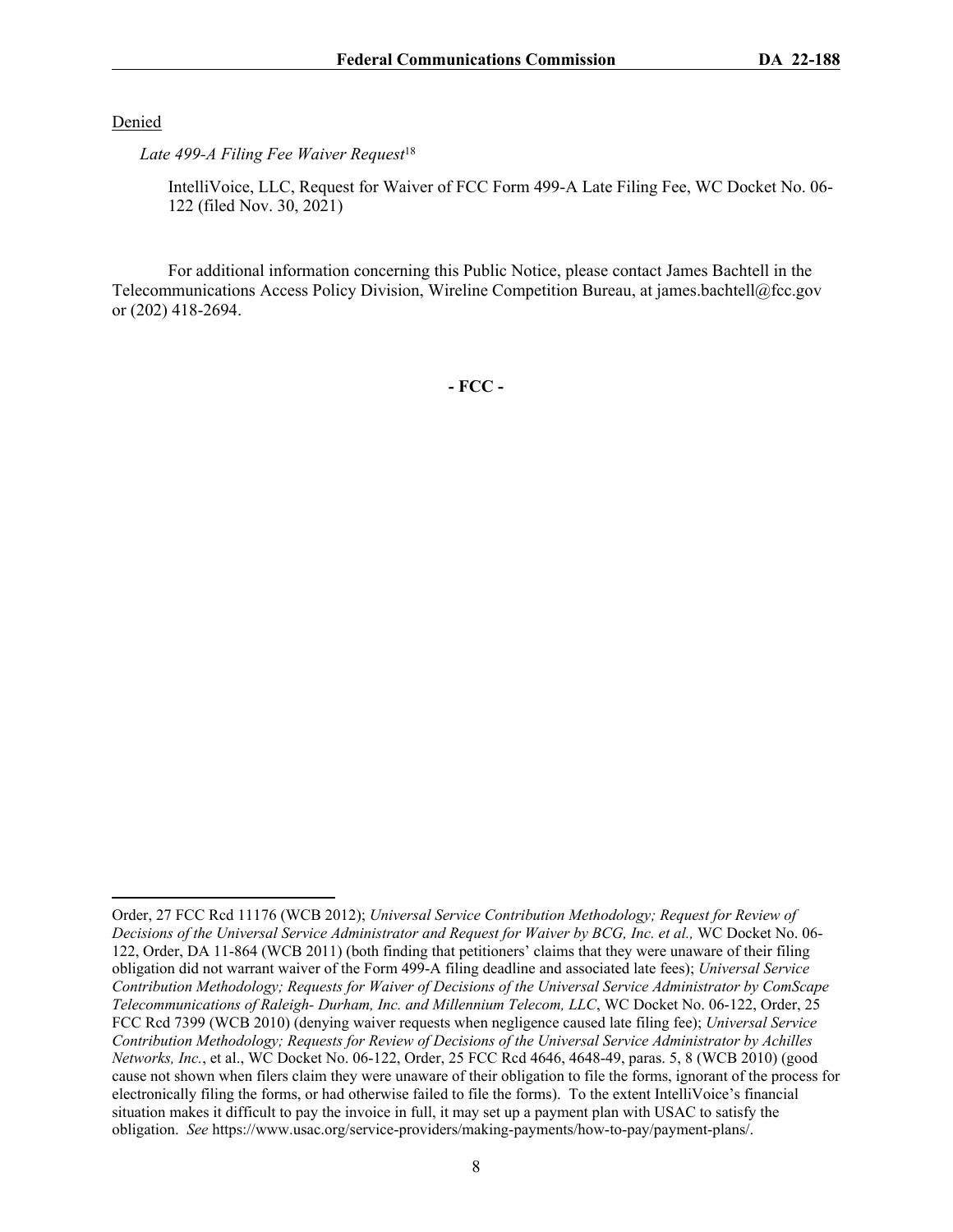Denied

*Late 499-A Filing Fee Waiver Request*[18]

IntelliVoice, LLC, Request for Waiver of FCC Form 499-A Late Filing Fee, WC Docket No. 06-122 (filed Nov. 30, 2021)

For additional information concerning this Public Notice, please contact James Bachtell in the Telecommunications Access Policy Division, Wireline Competition Bureau, at james.bachtell@fcc.gov or (202) 418-2694.

**- FCC -**

---

Order, 27 FCC Rcd 11176 (WCB 2012); *Universal Service Contribution Methodology; Request for Review of Decisions of the Universal Service Administrator and Request for Waiver by BCG, Inc. et al.,* WC Docket No. 06-122, Order, DA 11-864 (WCB 2011) (both finding that petitioners' claims that they were unaware of their filing obligation did not warrant waiver of the Form 499-A filing deadline and associated late fees); *Universal Service Contribution Methodology; Requests for Waiver of Decisions of the Universal Service Administrator by ComScape Telecommunications of Raleigh- Durham, Inc. and Millennium Telecom, LLC*, WC Docket No. 06-122, Order, 25 FCC Rcd 7399 (WCB 2010) (denying waiver requests when negligence caused late filing fee); *Universal Service Contribution Methodology; Requests for Review of Decisions of the Universal Service Administrator by Achilles Networks, Inc.*, et al., WC Docket No. 06-122, Order, 25 FCC Rcd 4646, 4648-49, paras. 5, 8 (WCB 2010) (good cause not shown when filers claim they were unaware of their obligation to file the forms, ignorant of the process for electronically filing the forms, or had otherwise failed to file the forms). To the extent IntelliVoice's financial situation makes it difficult to pay the invoice in full, it may set up a payment plan with USAC to satisfy the obligation. *See* https://www.usac.org/service-providers/making-payments/how-to-pay/payment-plans/.